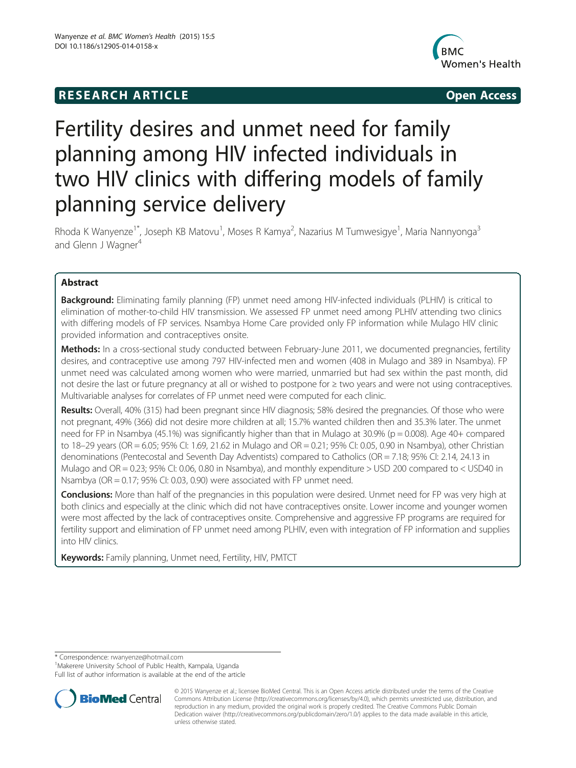**RESEARCH ARTICLE** **Open Access**

# Fertility desires and unmet need for family planning among HIV infected individuals in two HIV clinics with differing models of family planning service delivery

Rhoda K Wanyenze[1*], Joseph KB Matovu[1], Moses R Kamya[2], Nazarius M Tumwesigye[1], Maria Nannyonga[3] and Glenn J Wagner[4]

## Abstract

**Background:** Eliminating family planning (FP) unmet need among HIV-infected individuals (PLHIV) is critical to elimination of mother-to-child HIV transmission. We assessed FP unmet need among PLHIV attending two clinics with differing models of FP services. Nsambya Home Care provided only FP information while Mulago HIV clinic provided information and contraceptives onsite.

**Methods:** In a cross-sectional study conducted between February-June 2011, we documented pregnancies, fertility desires, and contraceptive use among 797 HIV-infected men and women (408 in Mulago and 389 in Nsambya). FP unmet need was calculated among women who were married, unmarried but had sex within the past month, did not desire the last or future pregnancy at all or wished to postpone for ≥ two years and were not using contraceptives. Multivariable analyses for correlates of FP unmet need were computed for each clinic.

**Results:** Overall, 40% (315) had been pregnant since HIV diagnosis; 58% desired the pregnancies. Of those who were not pregnant, 49% (366) did not desire more children at all; 15.7% wanted children then and 35.3% later. The unmet need for FP in Nsambya (45.1%) was significantly higher than that in Mulago at 30.9% (p = 0.008). Age 40+ compared to 18–29 years (OR = 6.05; 95% CI: 1.69, 21.62 in Mulago and OR = 0.21; 95% CI: 0.05, 0.90 in Nsambya), other Christian denominations (Pentecostal and Seventh Day Adventists) compared to Catholics (OR = 7.18; 95% CI: 2.14, 24.13 in Mulago and OR = 0.23; 95% CI: 0.06, 0.80 in Nsambya), and monthly expenditure > USD 200 compared to < USD40 in Nsambya (OR = 0.17; 95% CI: 0.03, 0.90) were associated with FP unmet need.

**Conclusions:** More than half of the pregnancies in this population were desired. Unmet need for FP was very high at both clinics and especially at the clinic which did not have contraceptives onsite. Lower income and younger women were most affected by the lack of contraceptives onsite. Comprehensive and aggressive FP programs are required for fertility support and elimination of FP unmet need among PLHIV, even with integration of FP information and supplies into HIV clinics.

**Keywords:** Family planning, Unmet need, Fertility, HIV, PMTCT

---

\* Correspondence: rwanyenze@hotmail.com
[1]Makerere University School of Public Health, Kampala, Uganda
Full list of author information is available at the end of the article

© 2015 Wanyenze et al.; licensee BioMed Central. This is an Open Access article distributed under the terms of the Creative Commons Attribution License (http://creativecommons.org/licenses/by/4.0), which permits unrestricted use, distribution, and reproduction in any medium, provided the original work is properly credited. The Creative Commons Public Domain Dedication waiver (http://creativecommons.org/publicdomain/zero/1.0/) applies to the data made available in this article, unless otherwise stated.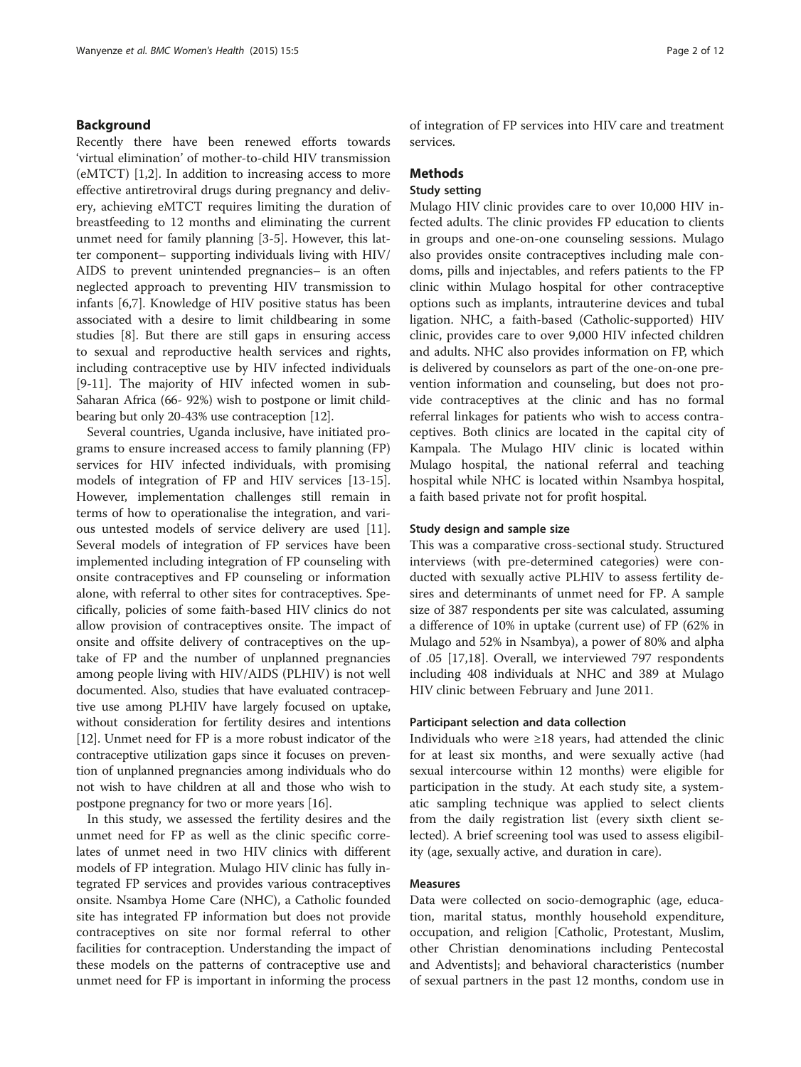## Background

Recently there have been renewed efforts towards 'virtual elimination' of mother-to-child HIV transmission (eMTCT) [1,2]. In addition to increasing access to more effective antiretroviral drugs during pregnancy and delivery, achieving eMTCT requires limiting the duration of breastfeeding to 12 months and eliminating the current unmet need for family planning [3-5]. However, this latter component– supporting individuals living with HIV/AIDS to prevent unintended pregnancies– is an often neglected approach to preventing HIV transmission to infants [6,7]. Knowledge of HIV positive status has been associated with a desire to limit childbearing in some studies [8]. But there are still gaps in ensuring access to sexual and reproductive health services and rights, including contraceptive use by HIV infected individuals [9-11]. The majority of HIV infected women in sub-Saharan Africa (66- 92%) wish to postpone or limit childbearing but only 20-43% use contraception [12].

Several countries, Uganda inclusive, have initiated programs to ensure increased access to family planning (FP) services for HIV infected individuals, with promising models of integration of FP and HIV services [13-15]. However, implementation challenges still remain in terms of how to operationalise the integration, and various untested models of service delivery are used [11]. Several models of integration of FP services have been implemented including integration of FP counseling with onsite contraceptives and FP counseling or information alone, with referral to other sites for contraceptives. Specifically, policies of some faith-based HIV clinics do not allow provision of contraceptives onsite. The impact of onsite and offsite delivery of contraceptives on the uptake of FP and the number of unplanned pregnancies among people living with HIV/AIDS (PLHIV) is not well documented. Also, studies that have evaluated contraceptive use among PLHIV have largely focused on uptake, without consideration for fertility desires and intentions [12]. Unmet need for FP is a more robust indicator of the contraceptive utilization gaps since it focuses on prevention of unplanned pregnancies among individuals who do not wish to have children at all and those who wish to postpone pregnancy for two or more years [16].

In this study, we assessed the fertility desires and the unmet need for FP as well as the clinic specific correlates of unmet need in two HIV clinics with different models of FP integration. Mulago HIV clinic has fully integrated FP services and provides various contraceptives onsite. Nsambya Home Care (NHC), a Catholic founded site has integrated FP information but does not provide contraceptives on site nor formal referral to other facilities for contraception. Understanding the impact of these models on the patterns of contraceptive use and unmet need for FP is important in informing the process of integration of FP services into HIV care and treatment services.

## Methods

### Study setting

Mulago HIV clinic provides care to over 10,000 HIV infected adults. The clinic provides FP education to clients in groups and one-on-one counseling sessions. Mulago also provides onsite contraceptives including male condoms, pills and injectables, and refers patients to the FP clinic within Mulago hospital for other contraceptive options such as implants, intrauterine devices and tubal ligation. NHC, a faith-based (Catholic-supported) HIV clinic, provides care to over 9,000 HIV infected children and adults. NHC also provides information on FP, which is delivered by counselors as part of the one-on-one prevention information and counseling, but does not provide contraceptives at the clinic and has no formal referral linkages for patients who wish to access contraceptives. Both clinics are located in the capital city of Kampala. The Mulago HIV clinic is located within Mulago hospital, the national referral and teaching hospital while NHC is located within Nsambya hospital, a faith based private not for profit hospital.

### Study design and sample size

This was a comparative cross-sectional study. Structured interviews (with pre-determined categories) were conducted with sexually active PLHIV to assess fertility desires and determinants of unmet need for FP. A sample size of 387 respondents per site was calculated, assuming a difference of 10% in uptake (current use) of FP (62% in Mulago and 52% in Nsambya), a power of 80% and alpha of .05 [17,18]. Overall, we interviewed 797 respondents including 408 individuals at NHC and 389 at Mulago HIV clinic between February and June 2011.

### Participant selection and data collection

Individuals who were ≥18 years, had attended the clinic for at least six months, and were sexually active (had sexual intercourse within 12 months) were eligible for participation in the study. At each study site, a systematic sampling technique was applied to select clients from the daily registration list (every sixth client selected). A brief screening tool was used to assess eligibility (age, sexually active, and duration in care).

### Measures

Data were collected on socio-demographic (age, education, marital status, monthly household expenditure, occupation, and religion [Catholic, Protestant, Muslim, other Christian denominations including Pentecostal and Adventists]; and behavioral characteristics (number of sexual partners in the past 12 months, condom use in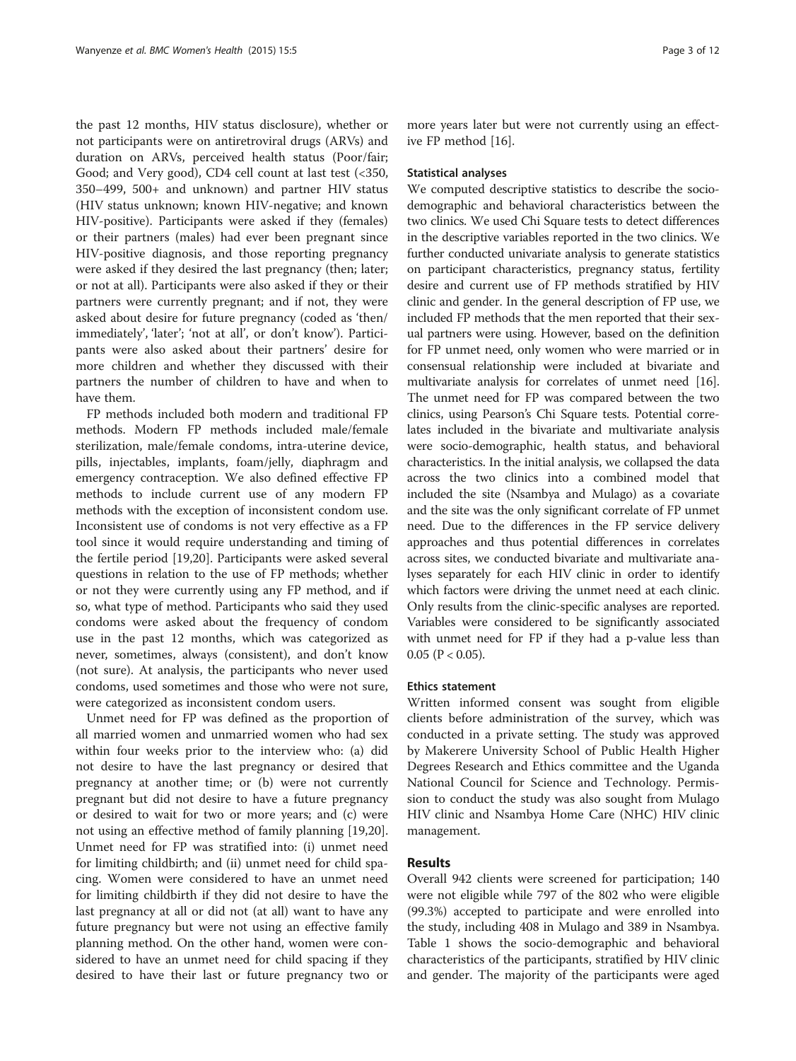the past 12 months, HIV status disclosure), whether or not participants were on antiretroviral drugs (ARVs) and duration on ARVs, perceived health status (Poor/fair; Good; and Very good), CD4 cell count at last test (<350, 350–499, 500+ and unknown) and partner HIV status (HIV status unknown; known HIV-negative; and known HIV-positive). Participants were asked if they (females) or their partners (males) had ever been pregnant since HIV-positive diagnosis, and those reporting pregnancy were asked if they desired the last pregnancy (then; later; or not at all). Participants were also asked if they or their partners were currently pregnant; and if not, they were asked about desire for future pregnancy (coded as 'then/immediately', 'later'; 'not at all', or don't know'). Participants were also asked about their partners' desire for more children and whether they discussed with their partners the number of children to have and when to have them.

FP methods included both modern and traditional FP methods. Modern FP methods included male/female sterilization, male/female condoms, intra-uterine device, pills, injectables, implants, foam/jelly, diaphragm and emergency contraception. We also defined effective FP methods to include current use of any modern FP methods with the exception of inconsistent condom use. Inconsistent use of condoms is not very effective as a FP tool since it would require understanding and timing of the fertile period [19,20]. Participants were asked several questions in relation to the use of FP methods; whether or not they were currently using any FP method, and if so, what type of method. Participants who said they used condoms were asked about the frequency of condom use in the past 12 months, which was categorized as never, sometimes, always (consistent), and don't know (not sure). At analysis, the participants who never used condoms, used sometimes and those who were not sure, were categorized as inconsistent condom users.

Unmet need for FP was defined as the proportion of all married women and unmarried women who had sex within four weeks prior to the interview who: (a) did not desire to have the last pregnancy or desired that pregnancy at another time; or (b) were not currently pregnant but did not desire to have a future pregnancy or desired to wait for two or more years; and (c) were not using an effective method of family planning [19,20]. Unmet need for FP was stratified into: (i) unmet need for limiting childbirth; and (ii) unmet need for child spacing. Women were considered to have an unmet need for limiting childbirth if they did not desire to have the last pregnancy at all or did not (at all) want to have any future pregnancy but were not using an effective family planning method. On the other hand, women were considered to have an unmet need for child spacing if they desired to have their last or future pregnancy two or more years later but were not currently using an effective FP method [16].

### Statistical analyses

We computed descriptive statistics to describe the socio-demographic and behavioral characteristics between the two clinics. We used Chi Square tests to detect differences in the descriptive variables reported in the two clinics. We further conducted univariate analysis to generate statistics on participant characteristics, pregnancy status, fertility desire and current use of FP methods stratified by HIV clinic and gender. In the general description of FP use, we included FP methods that the men reported that their sexual partners were using. However, based on the definition for FP unmet need, only women who were married or in consensual relationship were included at bivariate and multivariate analysis for correlates of unmet need [16]. The unmet need for FP was compared between the two clinics, using Pearson's Chi Square tests. Potential correlates included in the bivariate and multivariate analysis were socio-demographic, health status, and behavioral characteristics. In the initial analysis, we collapsed the data across the two clinics into a combined model that included the site (Nsambya and Mulago) as a covariate and the site was the only significant correlate of FP unmet need. Due to the differences in the FP service delivery approaches and thus potential differences in correlates across sites, we conducted bivariate and multivariate analyses separately for each HIV clinic in order to identify which factors were driving the unmet need at each clinic. Only results from the clinic-specific analyses are reported. Variables were considered to be significantly associated with unmet need for FP if they had a p-value less than 0.05 ($P < 0.05$).

### Ethics statement

Written informed consent was sought from eligible clients before administration of the survey, which was conducted in a private setting. The study was approved by Makerere University School of Public Health Higher Degrees Research and Ethics committee and the Uganda National Council for Science and Technology. Permission to conduct the study was also sought from Mulago HIV clinic and Nsambya Home Care (NHC) HIV clinic management.

## Results

Overall 942 clients were screened for participation; 140 were not eligible while 797 of the 802 who were eligible (99.3%) accepted to participate and were enrolled into the study, including 408 in Mulago and 389 in Nsambya. Table 1 shows the socio-demographic and behavioral characteristics of the participants, stratified by HIV clinic and gender. The majority of the participants were aged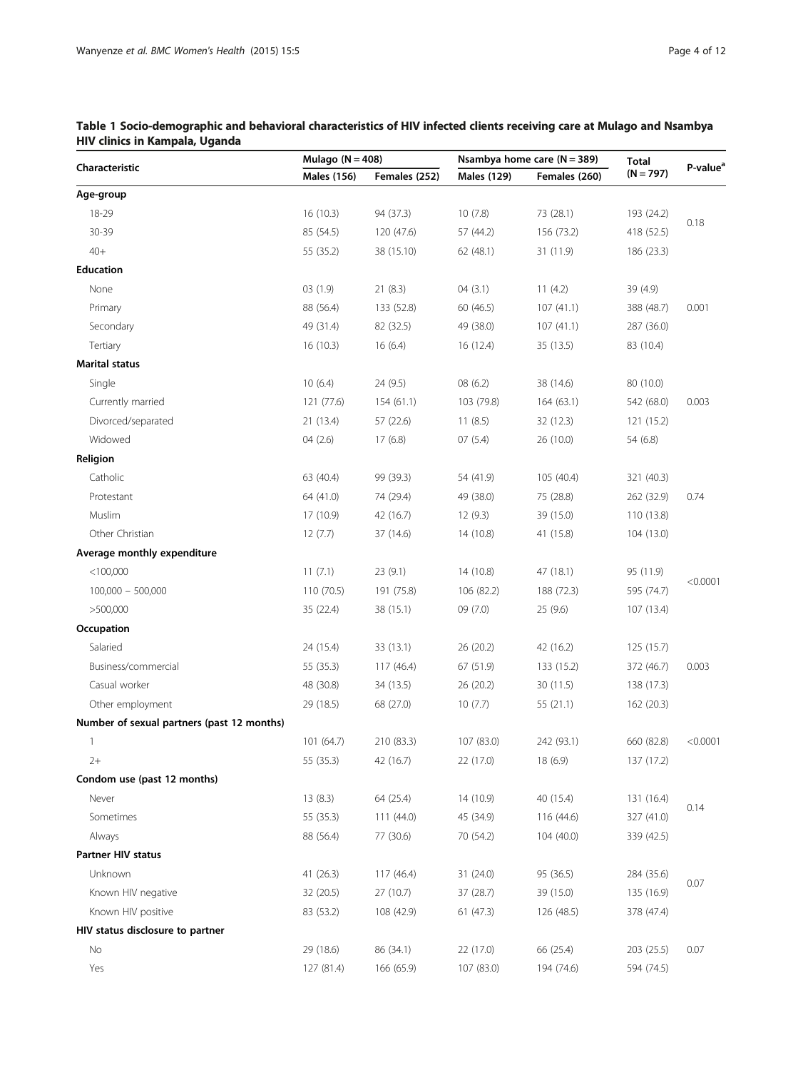**Table 1 Socio-demographic and behavioral characteristics of HIV infected clients receiving care at Mulago and Nsambya HIV clinics in Kampala, Uganda**

| Characteristic | Mulago (N = 408) | | Nsambya home care (N = 389) | | Total (N = 797) | P-value[a] |
|---|---|---|---|---|---|---|
| | Males (156) | Females (252) | Males (129) | Females (260) | | |
| **Age-group** | | | | | | |
| 18-29 | 16 (10.3) | 94 (37.3) | 10 (7.8) | 73 (28.1) | 193 (24.2) | 0.18 |
| 30-39 | 85 (54.5) | 120 (47.6) | 57 (44.2) | 156 (73.2) | 418 (52.5) | |
| 40+ | 55 (35.2) | 38 (15.10) | 62 (48.1) | 31 (11.9) | 186 (23.3) | |
| **Education** | | | | | | |
| None | 03 (1.9) | 21 (8.3) | 04 (3.1) | 11 (4.2) | 39 (4.9) | |
| Primary | 88 (56.4) | 133 (52.8) | 60 (46.5) | 107 (41.1) | 388 (48.7) | 0.001 |
| Secondary | 49 (31.4) | 82 (32.5) | 49 (38.0) | 107 (41.1) | 287 (36.0) | |
| Tertiary | 16 (10.3) | 16 (6.4) | 16 (12.4) | 35 (13.5) | 83 (10.4) | |
| **Marital status** | | | | | | |
| Single | 10 (6.4) | 24 (9.5) | 08 (6.2) | 38 (14.6) | 80 (10.0) | |
| Currently married | 121 (77.6) | 154 (61.1) | 103 (79.8) | 164 (63.1) | 542 (68.0) | 0.003 |
| Divorced/separated | 21 (13.4) | 57 (22.6) | 11 (8.5) | 32 (12.3) | 121 (15.2) | |
| Widowed | 04 (2.6) | 17 (6.8) | 07 (5.4) | 26 (10.0) | 54 (6.8) | |
| **Religion** | | | | | | |
| Catholic | 63 (40.4) | 99 (39.3) | 54 (41.9) | 105 (40.4) | 321 (40.3) | |
| Protestant | 64 (41.0) | 74 (29.4) | 49 (38.0) | 75 (28.8) | 262 (32.9) | 0.74 |
| Muslim | 17 (10.9) | 42 (16.7) | 12 (9.3) | 39 (15.0) | 110 (13.8) | |
| Other Christian | 12 (7.7) | 37 (14.6) | 14 (10.8) | 41 (15.8) | 104 (13.0) | |
| **Average monthly expenditure** | | | | | | |
| <100,000 | 11 (7.1) | 23 (9.1) | 14 (10.8) | 47 (18.1) | 95 (11.9) | <0.0001 |
| 100,000 – 500,000 | 110 (70.5) | 191 (75.8) | 106 (82.2) | 188 (72.3) | 595 (74.7) | |
| >500,000 | 35 (22.4) | 38 (15.1) | 09 (7.0) | 25 (9.6) | 107 (13.4) | |
| **Occupation** | | | | | | |
| Salaried | 24 (15.4) | 33 (13.1) | 26 (20.2) | 42 (16.2) | 125 (15.7) | |
| Business/commercial | 55 (35.3) | 117 (46.4) | 67 (51.9) | 133 (15.2) | 372 (46.7) | 0.003 |
| Casual worker | 48 (30.8) | 34 (13.5) | 26 (20.2) | 30 (11.5) | 138 (17.3) | |
| Other employment | 29 (18.5) | 68 (27.0) | 10 (7.7) | 55 (21.1) | 162 (20.3) | |
| **Number of sexual partners (past 12 months)** | | | | | | |
| 1 | 101 (64.7) | 210 (83.3) | 107 (83.0) | 242 (93.1) | 660 (82.8) | <0.0001 |
| 2+ | 55 (35.3) | 42 (16.7) | 22 (17.0) | 18 (6.9) | 137 (17.2) | |
| **Condom use (past 12 months)** | | | | | | |
| Never | 13 (8.3) | 64 (25.4) | 14 (10.9) | 40 (15.4) | 131 (16.4) | 0.14 |
| Sometimes | 55 (35.3) | 111 (44.0) | 45 (34.9) | 116 (44.6) | 327 (41.0) | |
| Always | 88 (56.4) | 77 (30.6) | 70 (54.2) | 104 (40.0) | 339 (42.5) | |
| **Partner HIV status** | | | | | | |
| Unknown | 41 (26.3) | 117 (46.4) | 31 (24.0) | 95 (36.5) | 284 (35.6) | 0.07 |
| Known HIV negative | 32 (20.5) | 27 (10.7) | 37 (28.7) | 39 (15.0) | 135 (16.9) | |
| Known HIV positive | 83 (53.2) | 108 (42.9) | 61 (47.3) | 126 (48.5) | 378 (47.4) | |
| **HIV status disclosure to partner** | | | | | | |
| No | 29 (18.6) | 86 (34.1) | 22 (17.0) | 66 (25.4) | 203 (25.5) | 0.07 |
| Yes | 127 (81.4) | 166 (65.9) | 107 (83.0) | 194 (74.6) | 594 (74.5) | |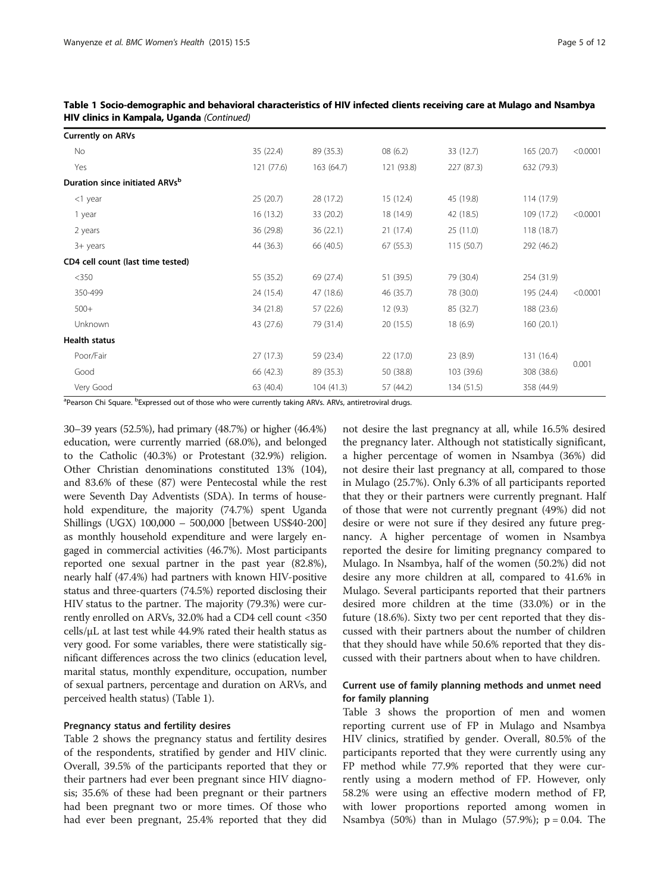**Table 1 Socio-demographic and behavioral characteristics of HIV infected clients receiving care at Mulago and Nsambya HIV clinics in Kampala, Uganda** *(Continued)*

| | | | | | | |
|---|---|---|---|---|---|---|
| **Currently on ARVs** | | | | | | |
| No | 35 (22.4) | 89 (35.3) | 08 (6.2) | 33 (12.7) | 165 (20.7) | <0.0001 |
| Yes | 121 (77.6) | 163 (64.7) | 121 (93.8) | 227 (87.3) | 632 (79.3) | |
| **Duration since initiated ARVs[b]** | | | | | | |
| <1 year | 25 (20.7) | 28 (17.2) | 15 (12.4) | 45 (19.8) | 114 (17.9) | |
| 1 year | 16 (13.2) | 33 (20.2) | 18 (14.9) | 42 (18.5) | 109 (17.2) | <0.0001 |
| 2 years | 36 (29.8) | 36 (22.1) | 21 (17.4) | 25 (11.0) | 118 (18.7) | |
| 3+ years | 44 (36.3) | 66 (40.5) | 67 (55.3) | 115 (50.7) | 292 (46.2) | |
| **CD4 cell count (last time tested)** | | | | | | |
| <350 | 55 (35.2) | 69 (27.4) | 51 (39.5) | 79 (30.4) | 254 (31.9) | |
| 350-499 | 24 (15.4) | 47 (18.6) | 46 (35.7) | 78 (30.0) | 195 (24.4) | <0.0001 |
| 500+ | 34 (21.8) | 57 (22.6) | 12 (9.3) | 85 (32.7) | 188 (23.6) | |
| Unknown | 43 (27.6) | 79 (31.4) | 20 (15.5) | 18 (6.9) | 160 (20.1) | |
| **Health status** | | | | | | |
| Poor/Fair | 27 (17.3) | 59 (23.4) | 22 (17.0) | 23 (8.9) | 131 (16.4) | 0.001 |
| Good | 66 (42.3) | 89 (35.3) | 50 (38.8) | 103 (39.6) | 308 (38.6) | |
| Very Good | 63 (40.4) | 104 (41.3) | 57 (44.2) | 134 (51.5) | 358 (44.9) | |

[a]Pearson Chi Square. [b]Expressed out of those who were currently taking ARVs. ARVs, antiretroviral drugs.

30–39 years (52.5%), had primary (48.7%) or higher (46.4%) education, were currently married (68.0%), and belonged to the Catholic (40.3%) or Protestant (32.9%) religion. Other Christian denominations constituted 13% (104), and 83.6% of these (87) were Pentecostal while the rest were Seventh Day Adventists (SDA). In terms of household expenditure, the majority (74.7%) spent Uganda Shillings (UGX) 100,000 – 500,000 [between US$40-200] as monthly household expenditure and were largely engaged in commercial activities (46.7%). Most participants reported one sexual partner in the past year (82.8%), nearly half (47.4%) had partners with known HIV-positive status and three-quarters (74.5%) reported disclosing their HIV status to the partner. The majority (79.3%) were currently enrolled on ARVs, 32.0% had a CD4 cell count <350 cells/μL at last test while 44.9% rated their health status as very good. For some variables, there were statistically significant differences across the two clinics (education level, marital status, monthly expenditure, occupation, number of sexual partners, percentage and duration on ARVs, and perceived health status) (Table 1).

#### Pregnancy status and fertility desires

Table 2 shows the pregnancy status and fertility desires of the respondents, stratified by gender and HIV clinic. Overall, 39.5% of the participants reported that they or their partners had ever been pregnant since HIV diagnosis; 35.6% of these had been pregnant or their partners had been pregnant two or more times. Of those who had ever been pregnant, 25.4% reported that they did not desire the last pregnancy at all, while 16.5% desired the pregnancy later. Although not statistically significant, a higher percentage of women in Nsambya (36%) did not desire their last pregnancy at all, compared to those in Mulago (25.7%). Only 6.3% of all participants reported that they or their partners were currently pregnant. Half of those that were not currently pregnant (49%) did not desire or were not sure if they desired any future pregnancy. A higher percentage of women in Nsambya reported the desire for limiting pregnancy compared to Mulago. In Nsambya, half of the women (50.2%) did not desire any more children at all, compared to 41.6% in Mulago. Several participants reported that their partners desired more children at the time (33.0%) or in the future (18.6%). Sixty two per cent reported that they discussed with their partners about the number of children that they should have while 50.6% reported that they discussed with their partners about when to have children.

### Current use of family planning methods and unmet need for family planning

Table 3 shows the proportion of men and women reporting current use of FP in Mulago and Nsambya HIV clinics, stratified by gender. Overall, 80.5% of the participants reported that they were currently using any FP method while 77.9% reported that they were currently using a modern method of FP. However, only 58.2% were using an effective modern method of FP, with lower proportions reported among women in Nsambya (50%) than in Mulago (57.9%); $p = 0.04$. The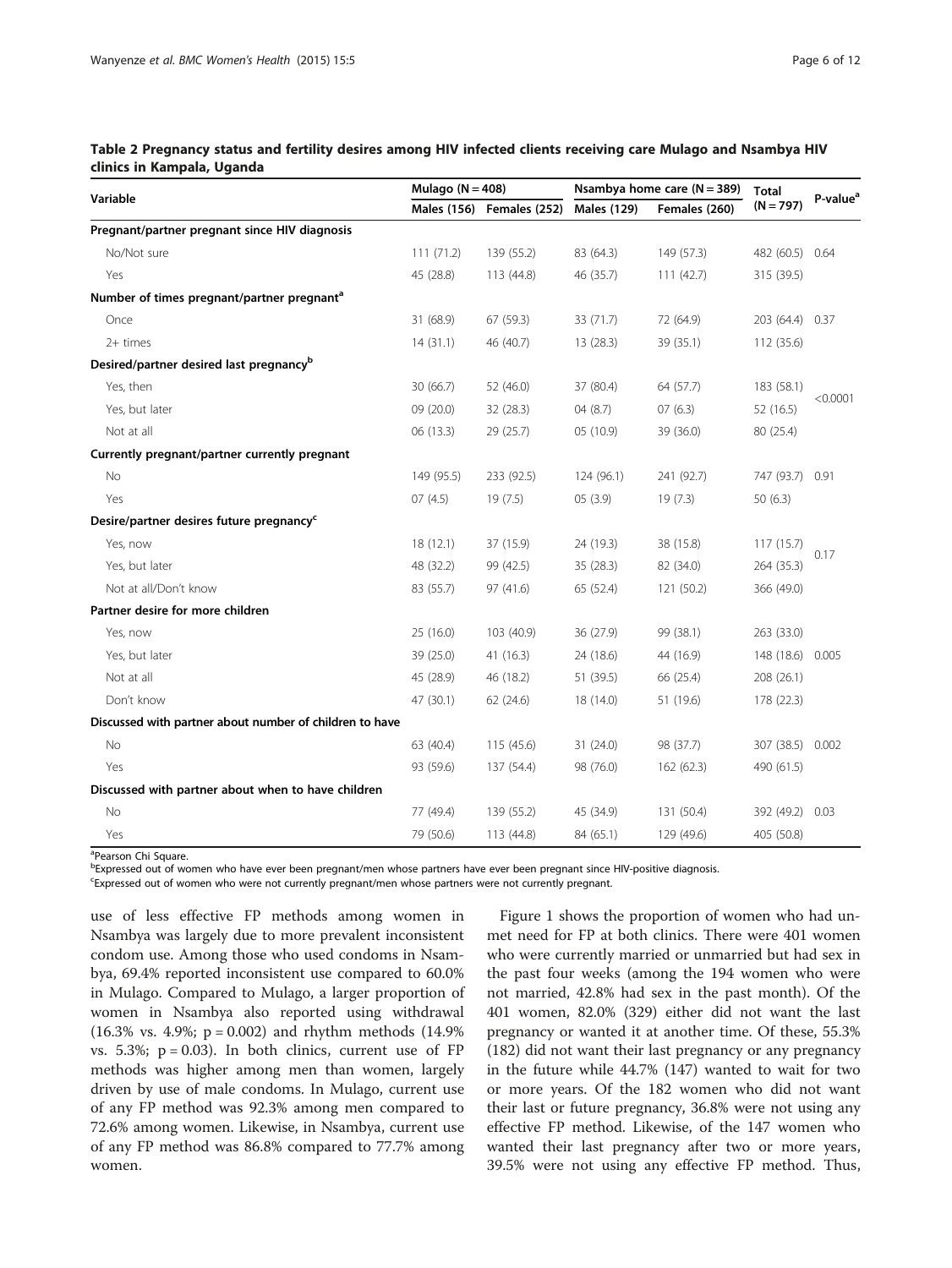**Table 2 Pregnancy status and fertility desires among HIV infected clients receiving care Mulago and Nsambya HIV clinics in Kampala, Uganda**

| Variable | Mulago (N = 408) | | Nsambya home care (N = 389) | | Total (N = 797) | P-value[a] |
|---|---|---|---|---|---|---|
| | Males (156) | Females (252) | Males (129) | Females (260) | | |
| **Pregnant/partner pregnant since HIV diagnosis** | | | | | | |
| No/Not sure | 111 (71.2) | 139 (55.2) | 83 (64.3) | 149 (57.3) | 482 (60.5) | 0.64 |
| Yes | 45 (28.8) | 113 (44.8) | 46 (35.7) | 111 (42.7) | 315 (39.5) | |
| **Number of times pregnant/partner pregnant[a]** | | | | | | |
| Once | 31 (68.9) | 67 (59.3) | 33 (71.7) | 72 (64.9) | 203 (64.4) | 0.37 |
| 2+ times | 14 (31.1) | 46 (40.7) | 13 (28.3) | 39 (35.1) | 112 (35.6) | |
| **Desired/partner desired last pregnancy[b]** | | | | | | |
| Yes, then | 30 (66.7) | 52 (46.0) | 37 (80.4) | 64 (57.7) | 183 (58.1) | <0.0001 |
| Yes, but later | 09 (20.0) | 32 (28.3) | 04 (8.7) | 07 (6.3) | 52 (16.5) | |
| Not at all | 06 (13.3) | 29 (25.7) | 05 (10.9) | 39 (36.0) | 80 (25.4) | |
| **Currently pregnant/partner currently pregnant** | | | | | | |
| No | 149 (95.5) | 233 (92.5) | 124 (96.1) | 241 (92.7) | 747 (93.7) | 0.91 |
| Yes | 07 (4.5) | 19 (7.5) | 05 (3.9) | 19 (7.3) | 50 (6.3) | |
| **Desire/partner desires future pregnancy[c]** | | | | | | |
| Yes, now | 18 (12.1) | 37 (15.9) | 24 (19.3) | 38 (15.8) | 117 (15.7) | 0.17 |
| Yes, but later | 48 (32.2) | 99 (42.5) | 35 (28.3) | 82 (34.0) | 264 (35.3) | |
| Not at all/Don't know | 83 (55.7) | 97 (41.6) | 65 (52.4) | 121 (50.2) | 366 (49.0) | |
| **Partner desire for more children** | | | | | | |
| Yes, now | 25 (16.0) | 103 (40.9) | 36 (27.9) | 99 (38.1) | 263 (33.0) | |
| Yes, but later | 39 (25.0) | 41 (16.3) | 24 (18.6) | 44 (16.9) | 148 (18.6) | 0.005 |
| Not at all | 45 (28.9) | 46 (18.2) | 51 (39.5) | 66 (25.4) | 208 (26.1) | |
| Don't know | 47 (30.1) | 62 (24.6) | 18 (14.0) | 51 (19.6) | 178 (22.3) | |
| **Discussed with partner about number of children to have** | | | | | | |
| No | 63 (40.4) | 115 (45.6) | 31 (24.0) | 98 (37.7) | 307 (38.5) | 0.002 |
| Yes | 93 (59.6) | 137 (54.4) | 98 (76.0) | 162 (62.3) | 490 (61.5) | |
| **Discussed with partner about when to have children** | | | | | | |
| No | 77 (49.4) | 139 (55.2) | 45 (34.9) | 131 (50.4) | 392 (49.2) | 0.03 |
| Yes | 79 (50.6) | 113 (44.8) | 84 (65.1) | 129 (49.6) | 405 (50.8) | |

[a]Pearson Chi Square.
[b]Expressed out of women who have ever been pregnant/men whose partners have ever been pregnant since HIV-positive diagnosis.
[c]Expressed out of women who were not currently pregnant/men whose partners were not currently pregnant.

use of less effective FP methods among women in Nsambya was largely due to more prevalent inconsistent condom use. Among those who used condoms in Nsambya, 69.4% reported inconsistent use compared to 60.0% in Mulago. Compared to Mulago, a larger proportion of women in Nsambya also reported using withdrawal (16.3% vs. 4.9%; p = 0.002) and rhythm methods (14.9% vs. 5.3%; p = 0.03). In both clinics, current use of FP methods was higher among men than women, largely driven by use of male condoms. In Mulago, current use of any FP method was 92.3% among men compared to 72.6% among women. Likewise, in Nsambya, current use of any FP method was 86.8% compared to 77.7% among women.

Figure 1 shows the proportion of women who had unmet need for FP at both clinics. There were 401 women who were currently married or unmarried but had sex in the past four weeks (among the 194 women who were not married, 42.8% had sex in the past month). Of the 401 women, 82.0% (329) either did not want the last pregnancy or wanted it at another time. Of these, 55.3% (182) did not want their last pregnancy or any pregnancy in the future while 44.7% (147) wanted to wait for two or more years. Of the 182 women who did not want their last or future pregnancy, 36.8% were not using any effective FP method. Likewise, of the 147 women who wanted their last pregnancy after two or more years, 39.5% were not using any effective FP method. Thus,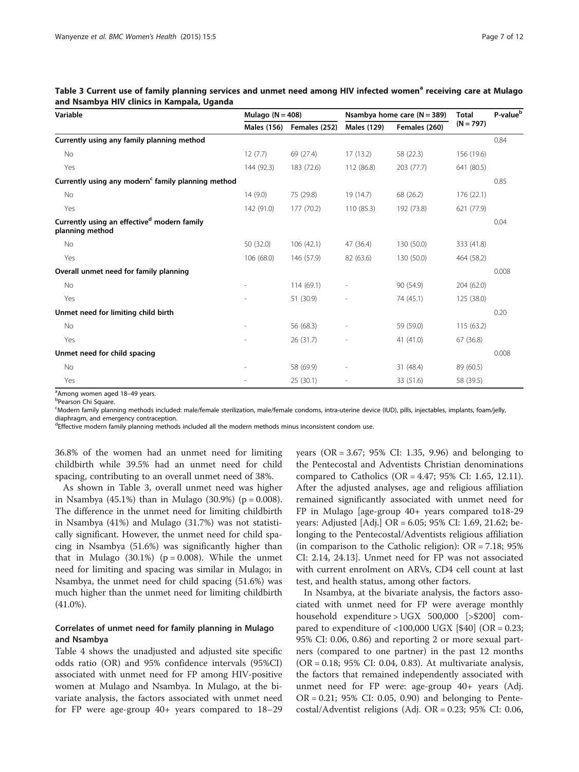**Table 3 Current use of family planning services and unmet need among HIV infected women[a] receiving care at Mulago and Nsambya HIV clinics in Kampala, Uganda**

| Variable | Mulago (N = 408) | | Nsambya home care (N = 389) | | Total (N = 797) | P-value[b] |
|---|---|---|---|---|---|---|
| | Males (156) | Females (252) | Males (129) | Females (260) | | |
| **Currently using any family planning method** | | | | | | 0.84 |
| No | 12 (7.7) | 69 (27.4) | 17 (13.2) | 58 (22.3) | 156 (19.6) | |
| Yes | 144 (92.3) | 183 (72.6) | 112 (86.8) | 203 (77.7) | 641 (80.5) | |
| **Currently using any modern[c] family planning method** | | | | | | 0.85 |
| No | 14 (9.0) | 75 (29.8) | 19 (14.7) | 68 (26.2) | 176 (22.1) | |
| Yes | 142 (91.0) | 177 (70.2) | 110 (85.3) | 192 (73.8) | 621 (77.9) | |
| **Currently using an effective[d] modern family planning method** | | | | | | 0.04 |
| No | 50 (32.0) | 106 (42.1) | 47 (36.4) | 130 (50.0) | 333 (41.8) | |
| Yes | 106 (68.0) | 146 (57.9) | 82 (63.6) | 130 (50.0) | 464 (58.2) | |
| **Overall unmet need for family planning** | | | | | | 0.008 |
| No | - | 114 (69.1) | - | 90 (54.9) | 204 (62.0) | |
| Yes | - | 51 (30.9) | - | 74 (45.1) | 125 (38.0) | |
| **Unmet need for limiting child birth** | | | | | | 0.20 |
| No | - | 56 (68.3) | - | 59 (59.0) | 115 (63.2) | |
| Yes | - | 26 (31.7) | - | 41 (41.0) | 67 (36.8) | |
| **Unmet need for child spacing** | | | | | | 0.008 |
| No | - | 58 (69.9) | - | 31 (48.4) | 89 (60.5) | |
| Yes | - | 25 (30.1) | - | 33 (51.6) | 58 (39.5) | |

[a]Among women aged 18–49 years.
[b]Pearson Chi Square.
[c]Modern family planning methods included: male/female sterilization, male/female condoms, intra-uterine device (IUD), pills, injectables, implants, foam/jelly, diaphragm, and emergency contraception.
[d]Effective modern family planning methods included all the modern methods minus inconsistent condom use.

36.8% of the women had an unmet need for limiting childbirth while 39.5% had an unmet need for child spacing, contributing to an overall unmet need of 38%.

As shown in Table 3, overall unmet need was higher in Nsambya (45.1%) than in Mulago (30.9%) (p = 0.008). The difference in the unmet need for limiting childbirth in Nsambya (41%) and Mulago (31.7%) was not statistically significant. However, the unmet need for child spacing in Nsambya (51.6%) was significantly higher than that in Mulago (30.1%) (p = 0.008). While the unmet need for limiting and spacing was similar in Mulago; in Nsambya, the unmet need for child spacing (51.6%) was much higher than the unmet need for limiting childbirth (41.0%).

### Correlates of unmet need for family planning in Mulago and Nsambya

Table 4 shows the unadjusted and adjusted site specific odds ratio (OR) and 95% confidence intervals (95%CI) associated with unmet need for FP among HIV-positive women at Mulago and Nsambya. In Mulago, at the bivariate analysis, the factors associated with unmet need for FP were age-group 40+ years compared to 18–29 years (OR = 3.67; 95% CI: 1.35, 9.96) and belonging to the Pentecostal and Adventists Christian denominations compared to Catholics (OR = 4.47; 95% CI: 1.65, 12.11). After the adjusted analyses, age and religious affiliation remained significantly associated with unmet need for FP in Mulago [age-group 40+ years compared to18-29 years: Adjusted [Adj.] OR = 6.05; 95% CI: 1.69, 21.62; belonging to the Pentecostal/Adventists religious affiliation (in comparison to the Catholic religion): OR = 7.18; 95% CI: 2.14, 24.13]. Unmet need for FP was not associated with current enrolment on ARVs, CD4 cell count at last test, and health status, among other factors.

In Nsambya, at the bivariate analysis, the factors associated with unmet need for FP were average monthly household expenditure > UGX 500,000 [>$200] compared to expenditure of <100,000 UGX [$40] (OR = 0.23; 95% CI: 0.06, 0.86) and reporting 2 or more sexual partners (compared to one partner) in the past 12 months (OR = 0.18; 95% CI: 0.04, 0.83). At multivariate analysis, the factors that remained independently associated with unmet need for FP were: age-group 40+ years (Adj. OR = 0.21; 95% CI: 0.05, 0.90) and belonging to Pentecostal/Adventist religions (Adj. OR = 0.23; 95% CI: 0.06,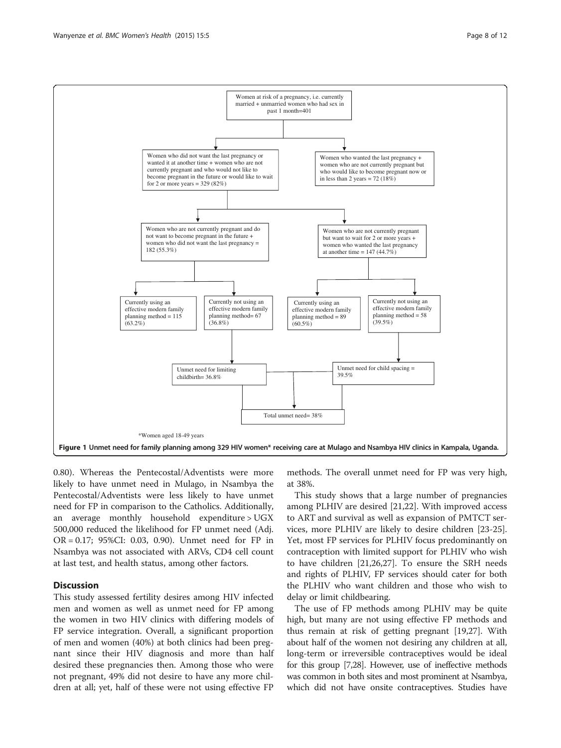Women at risk of a pregnancy, i.e. currently married + unmarried women who had sex in past 1 month=401

Women who did not want the last pregnancy or wanted it at another time + women who are not currently pregnant and who would not like to become pregnant in the future or would like to wait for 2 or more years = 329 (82%)

Women who wanted the last pregnancy + women who are not currently pregnant but who would like to become pregnant now or in less than 2 years = 72 (18%)

Women who are not currently pregnant and do not want to become pregnant in the future + women who did not want the last pregnancy = 182 (55.3%)

Women who are not currently pregnant but want to wait for 2 or more years + women who wanted the last pregnancy at another time = 147 (44.7%)

Currently using an effective modern family planning method = 115 (63.2%)

Currently not using an effective modern family planning method= 67 (36.8%)

Currently using an effective modern family planning method = 89 (60.5%)

Currently not using an effective modern family planning method = 58 (39.5%)

Unmet need for limiting childbirth= 36.8%

Unmet need for child spacing = 39.5%

Total unmet need= 38%

*Women aged 18-49 years

**Figure 1 Unmet need for family planning among 329 HIV women* receiving care at Mulago and Nsambya HIV clinics in Kampala, Uganda.**

0.80). Whereas the Pentecostal/Adventists were more likely to have unmet need in Mulago, in Nsambya the Pentecostal/Adventists were less likely to have unmet need for FP in comparison to the Catholics. Additionally, an average monthly household expenditure > UGX 500,000 reduced the likelihood for FP unmet need (Adj. OR = 0.17; 95%CI: 0.03, 0.90). Unmet need for FP in Nsambya was not associated with ARVs, CD4 cell count at last test, and health status, among other factors.

## Discussion

This study assessed fertility desires among HIV infected men and women as well as unmet need for FP among the women in two HIV clinics with differing models of FP service integration. Overall, a significant proportion of men and women (40%) at both clinics had been pregnant since their HIV diagnosis and more than half desired these pregnancies then. Among those who were not pregnant, 49% did not desire to have any more children at all; yet, half of these were not using effective FP methods. The overall unmet need for FP was very high, at 38%.

This study shows that a large number of pregnancies among PLHIV are desired [21,22]. With improved access to ART and survival as well as expansion of PMTCT services, more PLHIV are likely to desire children [23-25]. Yet, most FP services for PLHIV focus predominantly on contraception with limited support for PLHIV who wish to have children [21,26,27]. To ensure the SRH needs and rights of PLHIV, FP services should cater for both the PLHIV who want children and those who wish to delay or limit childbearing.

The use of FP methods among PLHIV may be quite high, but many are not using effective FP methods and thus remain at risk of getting pregnant [19,27]. With about half of the women not desiring any children at all, long-term or irreversible contraceptives would be ideal for this group [7,28]. However, use of ineffective methods was common in both sites and most prominent at Nsambya, which did not have onsite contraceptives. Studies have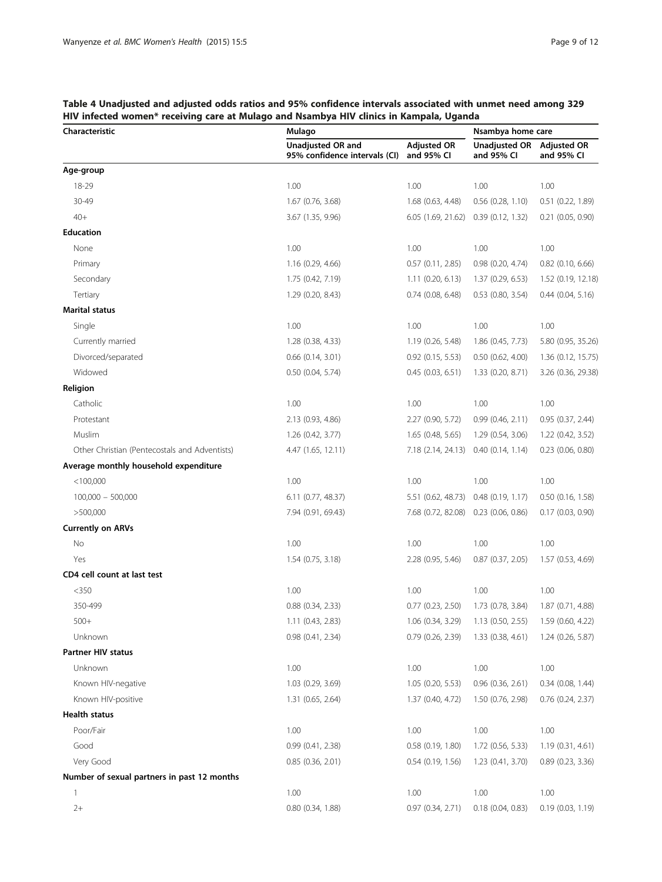**Table 4 Unadjusted and adjusted odds ratios and 95% confidence intervals associated with unmet need among 329 HIV infected women* receiving care at Mulago and Nsambya HIV clinics in Kampala, Uganda**

| Characteristic | Mulago | | Nsambya home care | |
|---|---|---|---|---|
| | Unadjusted OR and 95% confidence intervals (CI) | Adjusted OR and 95% CI | Unadjusted OR and 95% CI | Adjusted OR and 95% CI |
| **Age-group** | | | | |
| 18-29 | 1.00 | 1.00 | 1.00 | 1.00 |
| 30-49 | 1.67 (0.76, 3.68) | 1.68 (0.63, 4.48) | 0.56 (0.28, 1.10) | 0.51 (0.22, 1.89) |
| 40+ | 3.67 (1.35, 9.96) | 6.05 (1.69, 21.62) | 0.39 (0.12, 1.32) | 0.21 (0.05, 0.90) |
| **Education** | | | | |
| None | 1.00 | 1.00 | 1.00 | 1.00 |
| Primary | 1.16 (0.29, 4.66) | 0.57 (0.11, 2.85) | 0.98 (0.20, 4.74) | 0.82 (0.10, 6.66) |
| Secondary | 1.75 (0.42, 7.19) | 1.11 (0.20, 6.13) | 1.37 (0.29, 6.53) | 1.52 (0.19, 12.18) |
| Tertiary | 1.29 (0.20, 8.43) | 0.74 (0.08, 6.48) | 0.53 (0.80, 3.54) | 0.44 (0.04, 5.16) |
| **Marital status** | | | | |
| Single | 1.00 | 1.00 | 1.00 | 1.00 |
| Currently married | 1.28 (0.38, 4.33) | 1.19 (0.26, 5.48) | 1.86 (0.45, 7.73) | 5.80 (0.95, 35.26) |
| Divorced/separated | 0.66 (0.14, 3.01) | 0.92 (0.15, 5.53) | 0.50 (0.62, 4.00) | 1.36 (0.12, 15.75) |
| Widowed | 0.50 (0.04, 5.74) | 0.45 (0.03, 6.51) | 1.33 (0.20, 8.71) | 3.26 (0.36, 29.38) |
| **Religion** | | | | |
| Catholic | 1.00 | 1.00 | 1.00 | 1.00 |
| Protestant | 2.13 (0.93, 4.86) | 2.27 (0.90, 5.72) | 0.99 (0.46, 2.11) | 0.95 (0.37, 2.44) |
| Muslim | 1.26 (0.42, 3.77) | 1.65 (0.48, 5.65) | 1.29 (0.54, 3.06) | 1.22 (0.42, 3.52) |
| Other Christian (Pentecostals and Adventists) | 4.47 (1.65, 12.11) | 7.18 (2.14, 24.13) | 0.40 (0.14, 1.14) | 0.23 (0.06, 0.80) |
| **Average monthly household expenditure** | | | | |
| <100,000 | 1.00 | 1.00 | 1.00 | 1.00 |
| 100,000 – 500,000 | 6.11 (0.77, 48.37) | 5.51 (0.62, 48.73) | 0.48 (0.19, 1.17) | 0.50 (0.16, 1.58) |
| >500,000 | 7.94 (0.91, 69.43) | 7.68 (0.72, 82.08) | 0.23 (0.06, 0.86) | 0.17 (0.03, 0.90) |
| **Currently on ARVs** | | | | |
| No | 1.00 | 1.00 | 1.00 | 1.00 |
| Yes | 1.54 (0.75, 3.18) | 2.28 (0.95, 5.46) | 0.87 (0.37, 2.05) | 1.57 (0.53, 4.69) |
| **CD4 cell count at last test** | | | | |
| <350 | 1.00 | 1.00 | 1.00 | 1.00 |
| 350-499 | 0.88 (0.34, 2.33) | 0.77 (0.23, 2.50) | 1.73 (0.78, 3.84) | 1.87 (0.71, 4.88) |
| 500+ | 1.11 (0.43, 2.83) | 1.06 (0.34, 3.29) | 1.13 (0.50, 2.55) | 1.59 (0.60, 4.22) |
| Unknown | 0.98 (0.41, 2.34) | 0.79 (0.26, 2.39) | 1.33 (0.38, 4.61) | 1.24 (0.26, 5.87) |
| **Partner HIV status** | | | | |
| Unknown | 1.00 | 1.00 | 1.00 | 1.00 |
| Known HIV-negative | 1.03 (0.29, 3.69) | 1.05 (0.20, 5.53) | 0.96 (0.36, 2.61) | 0.34 (0.08, 1.44) |
| Known HIV-positive | 1.31 (0.65, 2.64) | 1.37 (0.40, 4.72) | 1.50 (0.76, 2.98) | 0.76 (0.24, 2.37) |
| **Health status** | | | | |
| Poor/Fair | 1.00 | 1.00 | 1.00 | 1.00 |
| Good | 0.99 (0.41, 2.38) | 0.58 (0.19, 1.80) | 1.72 (0.56, 5.33) | 1.19 (0.31, 4.61) |
| Very Good | 0.85 (0.36, 2.01) | 0.54 (0.19, 1.56) | 1.23 (0.41, 3.70) | 0.89 (0.23, 3.36) |
| **Number of sexual partners in past 12 months** | | | | |
| 1 | 1.00 | 1.00 | 1.00 | 1.00 |
| 2+ | 0.80 (0.34, 1.88) | 0.97 (0.34, 2.71) | 0.18 (0.04, 0.83) | 0.19 (0.03, 1.19) |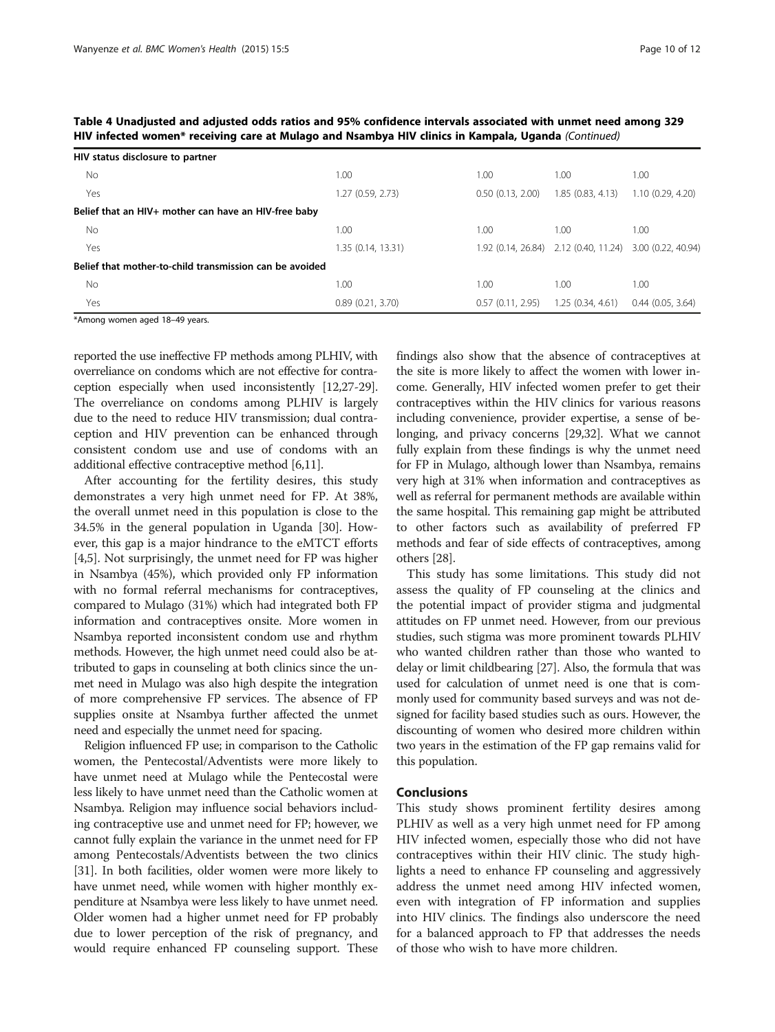**Table 4 Unadjusted and adjusted odds ratios and 95% confidence intervals associated with unmet need among 329 HIV infected women* receiving care at Mulago and Nsambya HIV clinics in Kampala, Uganda** *(Continued)*

| | | | | |
|---|---|---|---|---|
| **HIV status disclosure to partner** | | | | |
| No | 1.00 | 1.00 | 1.00 | 1.00 |
| Yes | 1.27 (0.59, 2.73) | 0.50 (0.13, 2.00) | 1.85 (0.83, 4.13) | 1.10 (0.29, 4.20) |
| **Belief that an HIV+ mother can have an HIV-free baby** | | | | |
| No | 1.00 | 1.00 | 1.00 | 1.00 |
| Yes | 1.35 (0.14, 13.31) | 1.92 (0.14, 26.84) | 2.12 (0.40, 11.24) | 3.00 (0.22, 40.94) |
| **Belief that mother-to-child transmission can be avoided** | | | | |
| No | 1.00 | 1.00 | 1.00 | 1.00 |
| Yes | 0.89 (0.21, 3.70) | 0.57 (0.11, 2.95) | 1.25 (0.34, 4.61) | 0.44 (0.05, 3.64) |

*Among women aged 18–49 years.

reported the use ineffective FP methods among PLHIV, with overreliance on condoms which are not effective for contraception especially when used inconsistently [12,27-29]. The overreliance on condoms among PLHIV is largely due to the need to reduce HIV transmission; dual contraception and HIV prevention can be enhanced through consistent condom use and use of condoms with an additional effective contraceptive method [6,11].

After accounting for the fertility desires, this study demonstrates a very high unmet need for FP. At 38%, the overall unmet need in this population is close to the 34.5% in the general population in Uganda [30]. However, this gap is a major hindrance to the eMTCT efforts [4,5]. Not surprisingly, the unmet need for FP was higher in Nsambya (45%), which provided only FP information with no formal referral mechanisms for contraceptives, compared to Mulago (31%) which had integrated both FP information and contraceptives onsite. More women in Nsambya reported inconsistent condom use and rhythm methods. However, the high unmet need could also be attributed to gaps in counseling at both clinics since the unmet need in Mulago was also high despite the integration of more comprehensive FP services. The absence of FP supplies onsite at Nsambya further affected the unmet need and especially the unmet need for spacing.

Religion influenced FP use; in comparison to the Catholic women, the Pentecostal/Adventists were more likely to have unmet need at Mulago while the Pentecostal were less likely to have unmet need than the Catholic women at Nsambya. Religion may influence social behaviors including contraceptive use and unmet need for FP; however, we cannot fully explain the variance in the unmet need for FP among Pentecostals/Adventists between the two clinics [31]. In both facilities, older women were more likely to have unmet need, while women with higher monthly expenditure at Nsambya were less likely to have unmet need. Older women had a higher unmet need for FP probably due to lower perception of the risk of pregnancy, and would require enhanced FP counseling support. These findings also show that the absence of contraceptives at the site is more likely to affect the women with lower income. Generally, HIV infected women prefer to get their contraceptives within the HIV clinics for various reasons including convenience, provider expertise, a sense of belonging, and privacy concerns [29,32]. What we cannot fully explain from these findings is why the unmet need for FP in Mulago, although lower than Nsambya, remains very high at 31% when information and contraceptives as well as referral for permanent methods are available within the same hospital. This remaining gap might be attributed to other factors such as availability of preferred FP methods and fear of side effects of contraceptives, among others [28].

This study has some limitations. This study did not assess the quality of FP counseling at the clinics and the potential impact of provider stigma and judgmental attitudes on FP unmet need. However, from our previous studies, such stigma was more prominent towards PLHIV who wanted children rather than those who wanted to delay or limit childbearing [27]. Also, the formula that was used for calculation of unmet need is one that is commonly used for community based surveys and was not designed for facility based studies such as ours. However, the discounting of women who desired more children within two years in the estimation of the FP gap remains valid for this population.

## Conclusions

This study shows prominent fertility desires among PLHIV as well as a very high unmet need for FP among HIV infected women, especially those who did not have contraceptives within their HIV clinic. The study highlights a need to enhance FP counseling and aggressively address the unmet need among HIV infected women, even with integration of FP information and supplies into HIV clinics. The findings also underscore the need for a balanced approach to FP that addresses the needs of those who wish to have more children.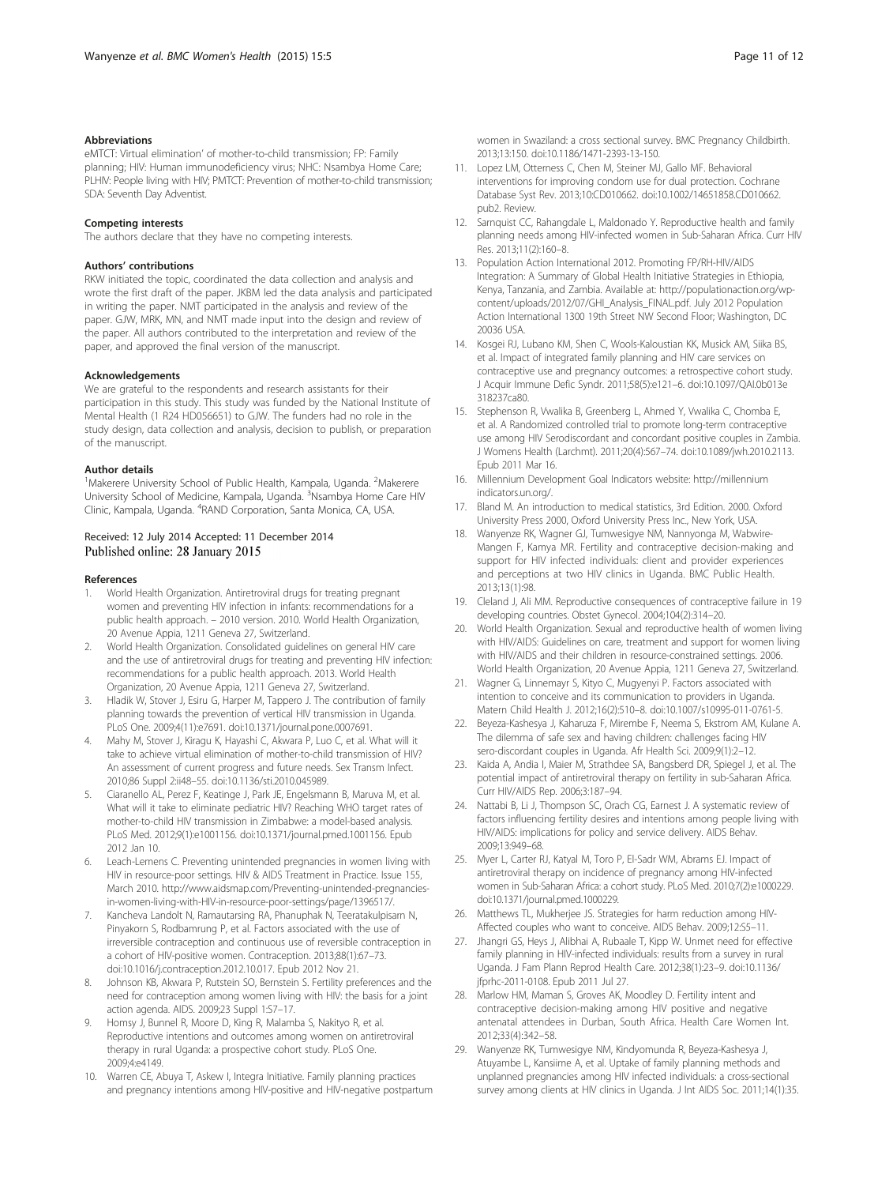### Abbreviations

eMTCT: Virtual elimination' of mother-to-child transmission; FP: Family planning; HIV: Human immunodeficiency virus; NHC: Nsambya Home Care; PLHIV: People living with HIV; PMTCT: Prevention of mother-to-child transmission; SDA: Seventh Day Adventist.

### Competing interests

The authors declare that they have no competing interests.

### Authors' contributions

RKW initiated the topic, coordinated the data collection and analysis and wrote the first draft of the paper. JKBM led the data analysis and participated in writing the paper. NMT participated in the analysis and review of the paper. GJW, MRK, MN, and NMT made input into the design and review of the paper. All authors contributed to the interpretation and review of the paper, and approved the final version of the manuscript.

### Acknowledgements

We are grateful to the respondents and research assistants for their participation in this study. This study was funded by the National Institute of Mental Health (1 R24 HD056651) to GJW. The funders had no role in the study design, data collection and analysis, decision to publish, or preparation of the manuscript.

### Author details

[1]Makerere University School of Public Health, Kampala, Uganda. [2]Makerere University School of Medicine, Kampala, Uganda. [3]Nsambya Home Care HIV Clinic, Kampala, Uganda. [4]RAND Corporation, Santa Monica, CA, USA.

Received: 12 July 2014 Accepted: 11 December 2014
Published online: 28 January 2015

### References

1. World Health Organization. Antiretroviral drugs for treating pregnant women and preventing HIV infection in infants: recommendations for a public health approach. – 2010 version. 2010. World Health Organization, 20 Avenue Appia, 1211 Geneva 27, Switzerland.
2. World Health Organization. Consolidated guidelines on general HIV care and the use of antiretroviral drugs for treating and preventing HIV infection: recommendations for a public health approach. 2013. World Health Organization, 20 Avenue Appia, 1211 Geneva 27, Switzerland.
3. Hladik W, Stover J, Esiru G, Harper M, Tappero J. The contribution of family planning towards the prevention of vertical HIV transmission in Uganda. PLoS One. 2009;4(11):e7691. doi:10.1371/journal.pone.0007691.
4. Mahy M, Stover J, Kiragu K, Hayashi C, Akwara P, Luo C, et al. What will it take to achieve virtual elimination of mother-to-child transmission of HIV? An assessment of current progress and future needs. Sex Transm Infect. 2010;86 Suppl 2:ii48–55. doi:10.1136/sti.2010.045989.
5. Ciaranello AL, Perez F, Keatinge J, Park JE, Engelsmann B, Maruva M, et al. What will it take to eliminate pediatric HIV? Reaching WHO target rates of mother-to-child HIV transmission in Zimbabwe: a model-based analysis. PLoS Med. 2012;9(1):e1001156. doi:10.1371/journal.pmed.1001156. Epub 2012 Jan 10.
6. Leach-Lemens C. Preventing unintended pregnancies in women living with HIV in resource-poor settings. HIV & AIDS Treatment in Practice. Issue 155, March 2010. http://www.aidsmap.com/Preventing-unintended-pregnancies-in-women-living-with-HIV-in-resource-poor-settings/page/1396517/.
7. Kancheva Landolt N, Ramautarsing RA, Phanuphak N, Teeratakulpisarn N, Pinyakorn S, Rodbamrung P, et al. Factors associated with the use of irreversible contraception and continuous use of reversible contraception in a cohort of HIV-positive women. Contraception. 2013;88(1):67–73. doi:10.1016/j.contraception.2012.10.017. Epub 2012 Nov 21.
8. Johnson KB, Akwara P, Rutstein SO, Bernstein S. Fertility preferences and the need for contraception among women living with HIV: the basis for a joint action agenda. AIDS. 2009;23 Suppl 1:S7–17.
9. Homsy J, Bunnel R, Moore D, King R, Malamba S, Nakityo R, et al. Reproductive intentions and outcomes among women on antiretroviral therapy in rural Uganda: a prospective cohort study. PLoS One. 2009;4:e4149.
10. Warren CE, Abuya T, Askew I, Integra Initiative. Family planning practices and pregnancy intentions among HIV-positive and HIV-negative postpartum women in Swaziland: a cross sectional survey. BMC Pregnancy Childbirth. 2013;13:150. doi:10.1186/1471-2393-13-150.
11. Lopez LM, Otterness C, Chen M, Steiner MJ, Gallo MF. Behavioral interventions for improving condom use for dual protection. Cochrane Database Syst Rev. 2013;10:CD010662. doi:10.1002/14651858.CD010662. pub2. Review.
12. Sarnquist CC, Rahangdale L, Maldonado Y. Reproductive health and family planning needs among HIV-infected women in Sub-Saharan Africa. Curr HIV Res. 2013;11(2):160–8.
13. Population Action International 2012. Promoting FP/RH-HIV/AIDS Integration: A Summary of Global Health Initiative Strategies in Ethiopia, Kenya, Tanzania, and Zambia. Available at: http://populationaction.org/wp-content/uploads/2012/07/GHI_Analysis_FINAL.pdf. July 2012 Population Action International 1300 19th Street NW Second Floor; Washington, DC 20036 USA.
14. Kosgei RJ, Lubano KM, Shen C, Wools-Kaloustian KK, Musick AM, Siika BS, et al. Impact of integrated family planning and HIV care services on contraceptive use and pregnancy outcomes: a retrospective cohort study. J Acquir Immune Defic Syndr. 2011;58(5):e121–6. doi:10.1097/QAI.0b013e318237ca80.
15. Stephenson R, Vwalika B, Greenberg L, Ahmed Y, Vwalika C, Chomba E, et al. A Randomized controlled trial to promote long-term contraceptive use among HIV Serodiscordant and concordant positive couples in Zambia. J Womens Health (Larchmt). 2011;20(4):567–74. doi:10.1089/jwh.2010.2113. Epub 2011 Mar 16.
16. Millennium Development Goal Indicators website: http://millennium indicators.un.org/.
17. Bland M. An introduction to medical statistics, 3rd Edition. 2000. Oxford University Press 2000, Oxford University Press Inc., New York, USA.
18. Wanyenze RK, Wagner GJ, Tumwesigye NM, Nannyonga M, Wabwire-Mangen F, Kamya MR. Fertility and contraceptive decision-making and support for HIV infected individuals: client and provider experiences and perceptions at two HIV clinics in Uganda. BMC Public Health. 2013;13(1):98.
19. Cleland J, Ali MM. Reproductive consequences of contraceptive failure in 19 developing countries. Obstet Gynecol. 2004;104(2):314–20.
20. World Health Organization. Sexual and reproductive health of women living with HIV/AIDS: Guidelines on care, treatment and support for women living with HIV/AIDS and their children in resource-constrained settings. 2006. World Health Organization, 20 Avenue Appia, 1211 Geneva 27, Switzerland.
21. Wagner G, Linnemayr S, Kityo C, Mugyenyi P. Factors associated with intention to conceive and its communication to providers in Uganda. Matern Child Health J. 2012;16(2):510–8. doi:10.1007/s10995-011-0761-5.
22. Beyeza-Kashesya J, Kaharuza F, Mirembe F, Neema S, Ekstrom AM, Kulane A. The dilemma of safe sex and having children: challenges facing HIV sero-discordant couples in Uganda. Afr Health Sci. 2009;9(1):2–12.
23. Kaida A, Andia I, Maier M, Strathdee SA, Bangsberd DR, Spiegel J, et al. The potential impact of antiretroviral therapy on fertility in sub-Saharan Africa. Curr HIV/AIDS Rep. 2006;3:187–94.
24. Nattabi B, Li J, Thompson SC, Orach CG, Earnest J. A systematic review of factors influencing fertility desires and intentions among people living with HIV/AIDS: implications for policy and service delivery. AIDS Behav. 2009;13:949–68.
25. Myer L, Carter RJ, Katyal M, Toro P, El-Sadr WM, Abrams EJ. Impact of antiretroviral therapy on incidence of pregnancy among HIV-infected women in Sub-Saharan Africa: a cohort study. PLoS Med. 2010;7(2):e1000229. doi:10.1371/journal.pmed.1000229.
26. Matthews TL, Mukherjee JS. Strategies for harm reduction among HIV-Affected couples who want to conceive. AIDS Behav. 2009;12:S5–11.
27. Jhangri GS, Heys J, Alibhai A, Rubaale T, Kipp W. Unmet need for effective family planning in HIV-infected individuals: results from a survey in rural Uganda. J Fam Plann Reprod Health Care. 2012;38(1):23–9. doi:10.1136/jfprhc-2011-0108. Epub 2011 Jul 27.
28. Marlow HM, Maman S, Groves AK, Moodley D. Fertility intent and contraceptive decision-making among HIV positive and negative antenatal attendees in Durban, South Africa. Health Care Women Int. 2012;33(4):342–58.
29. Wanyenze RK, Tumwesigye NM, Kindyomunda R, Beyeza-Kashesya J, Atuyambe L, Kansiime A, et al. Uptake of family planning methods and unplanned pregnancies among HIV infected individuals: a cross-sectional survey among clients at HIV clinics in Uganda. J Int AIDS Soc. 2011;14(1):35.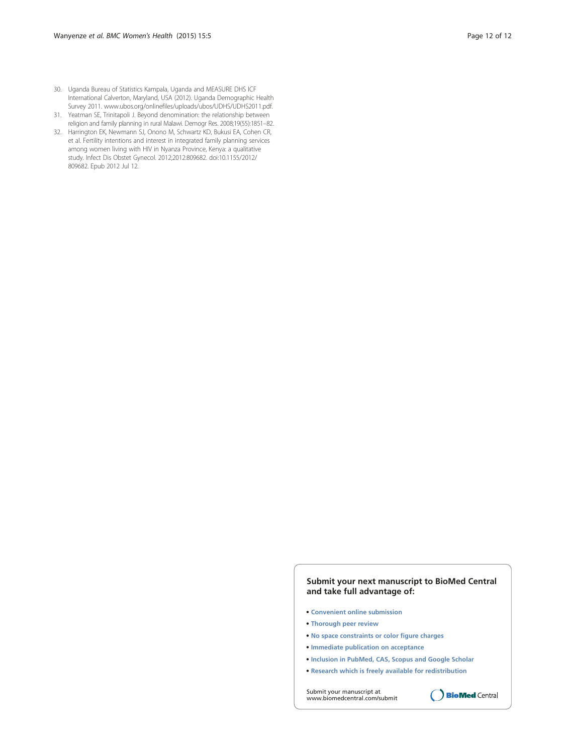30. Uganda Bureau of Statistics Kampala, Uganda and MEASURE DHS ICF International Calverton, Maryland, USA (2012). Uganda Demographic Health Survey 2011. www.ubos.org/onlinefiles/uploads/ubos/UDHS/UDHS2011.pdf.
31. Yeatman SE, Trinitapoli J. Beyond denomination: the relationship between religion and family planning in rural Malawi. Demogr Res. 2008;19(55):1851–82.
32. Harrington EK, Newmann SJ, Onono M, Schwartz KD, Bukusi EA, Cohen CR, et al. Fertility intentions and interest in integrated family planning services among women living with HIV in Nyanza Province, Kenya: a qualitative study. Infect Dis Obstet Gynecol. 2012;2012:809682. doi:10.1155/2012/809682. Epub 2012 Jul 12.

**Submit your next manuscript to BioMed Central and take full advantage of:**

- **Convenient online submission**
- **Thorough peer review**
- **No space constraints or color figure charges**
- **Immediate publication on acceptance**
- **Inclusion in PubMed, CAS, Scopus and Google Scholar**
- **Research which is freely available for redistribution**

Submit your manuscript at
www.biomedcentral.com/submit

BioMed Central